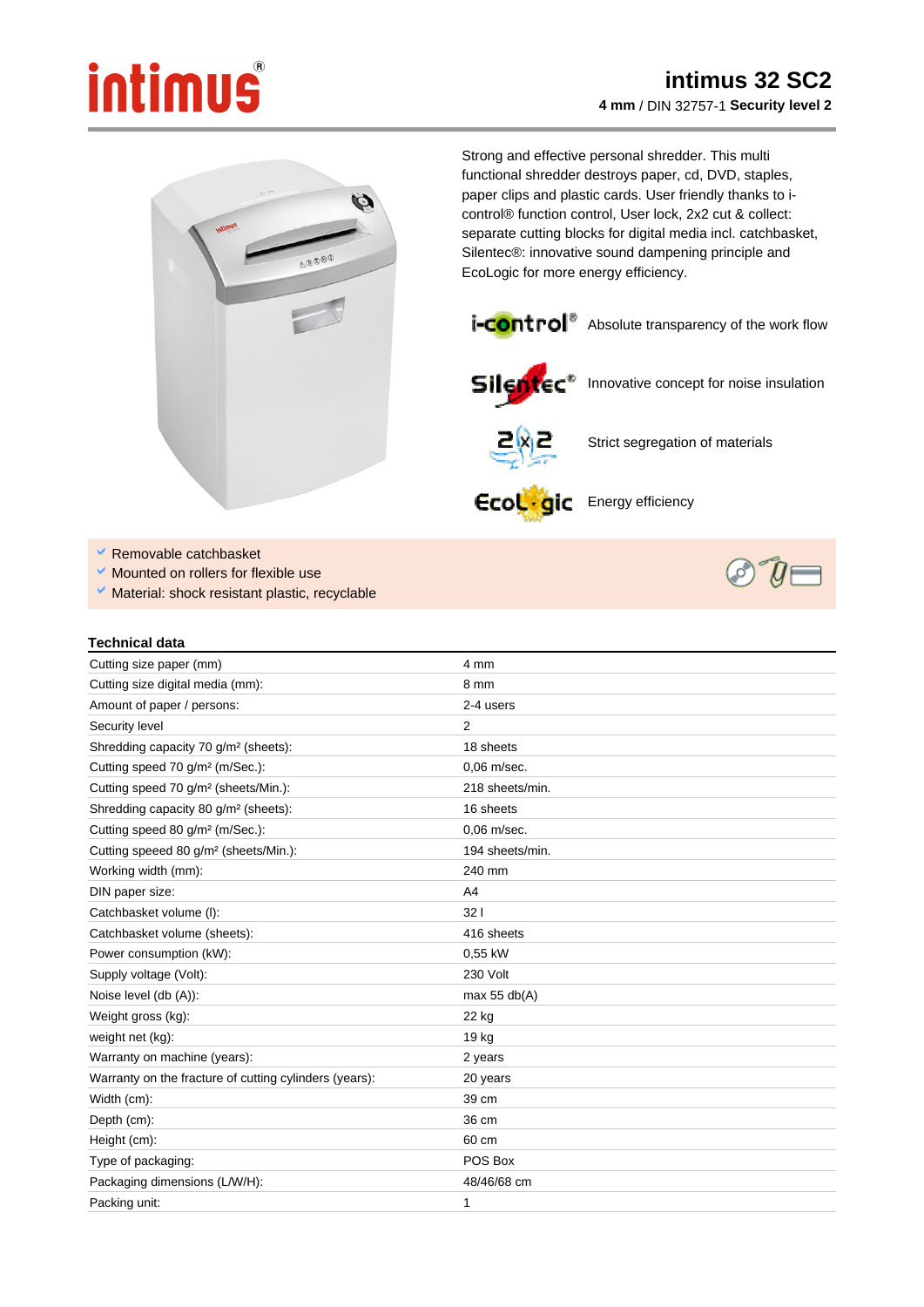# intimus 32 SC2

**4 mm** / DIN 32757-1 **Security level 2**

Strong and effective personal shredder. This multi functional shredder destroys paper, cd, DVD, staples, paper clips and plastic cards. User friendly thanks to i-control® function control, User lock, 2x2 cut & collect: separate cutting blocks for digital media incl. catchbasket, Silentec®: innovative sound dampening principle and EcoLogic for more energy efficiency.

i-control® Absolute transparency of the work flow

Silentec® Innovative concept for noise insulation

2x2 Strict segregation of materials

EcoLogic Energy efficiency

- Removable catchbasket
- Mounted on rollers for flexible use
- Material: shock resistant plastic, recyclable

## Technical data

| | |
|---|---|
| Cutting size paper (mm) | 4 mm |
| Cutting size digital media (mm): | 8 mm |
| Amount of paper / persons: | 2-4 users |
| Security level | 2 |
| Shredding capacity 70 g/m² (sheets): | 18 sheets |
| Cutting speed 70 g/m² (m/Sec.): | 0,06 m/sec. |
| Cutting speed 70 g/m² (sheets/Min.): | 218 sheets/min. |
| Shredding capacity 80 g/m² (sheets): | 16 sheets |
| Cutting speed 80 g/m² (m/Sec.): | 0,06 m/sec. |
| Cutting speeed 80 g/m² (sheets/Min.): | 194 sheets/min. |
| Working width (mm): | 240 mm |
| DIN paper size: | A4 |
| Catchbasket volume (l): | 32 l |
| Catchbasket volume (sheets): | 416 sheets |
| Power consumption (kW): | 0,55 kW |
| Supply voltage (Volt): | 230 Volt |
| Noise level (db (A)): | max 55 db(A) |
| Weight gross (kg): | 22 kg |
| weight net (kg): | 19 kg |
| Warranty on machine (years): | 2 years |
| Warranty on the fracture of cutting cylinders (years): | 20 years |
| Width (cm): | 39 cm |
| Depth (cm): | 36 cm |
| Height (cm): | 60 cm |
| Type of packaging: | POS Box |
| Packaging dimensions (L/W/H): | 48/46/68 cm |
| Packing unit: | 1 |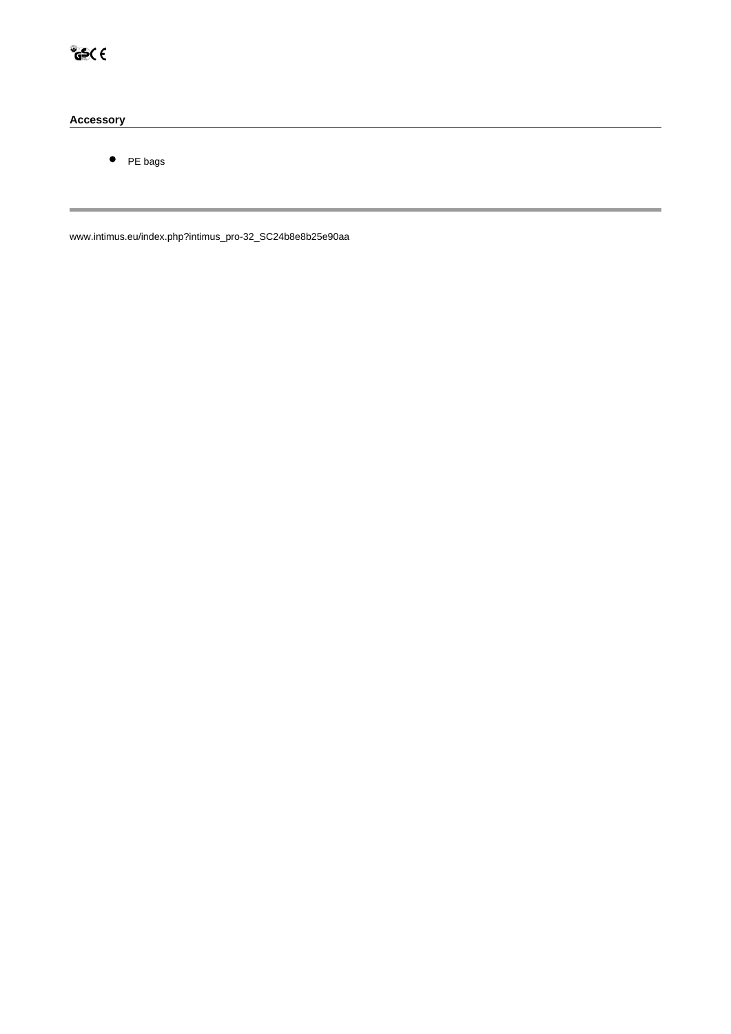## Accessory

- PE bags

---

www.intimus.eu/index.php?intimus_pro-32_SC24b8e8b25e90aa